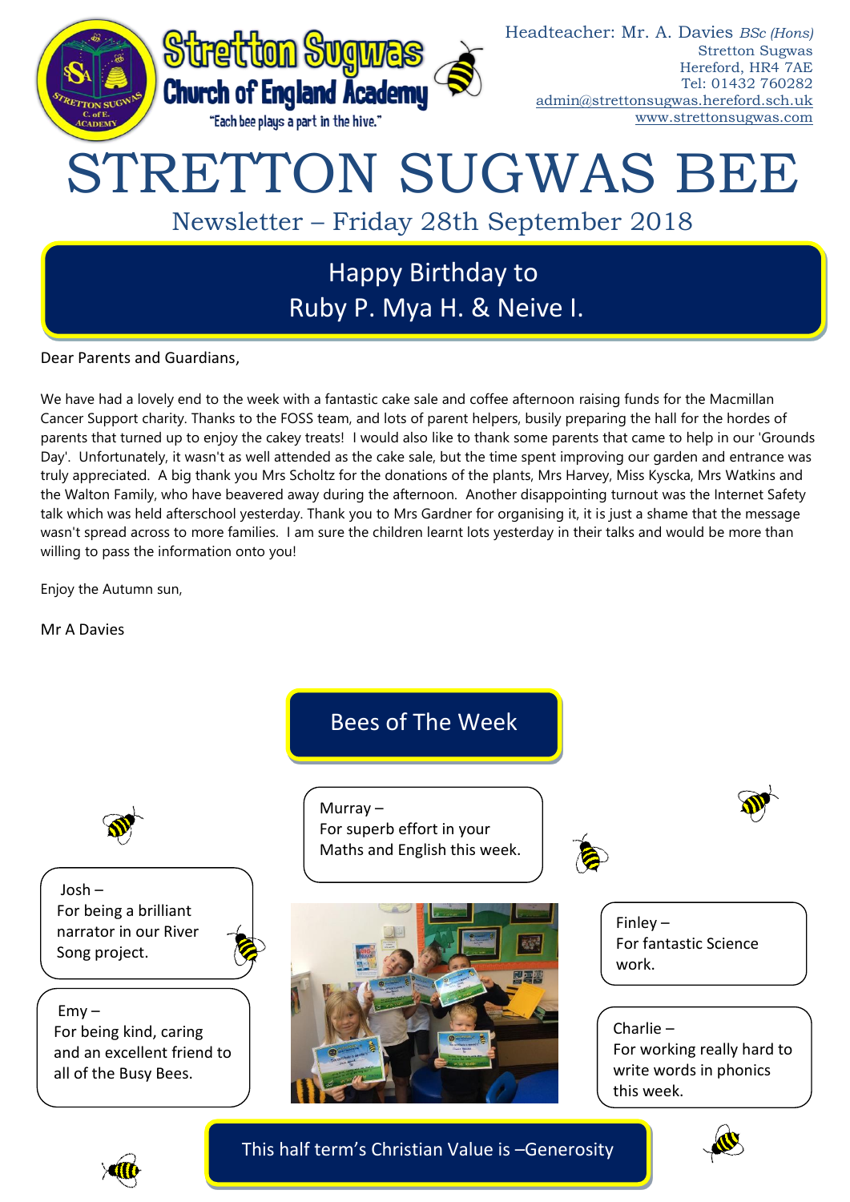Stretton Sugwas Church of England Academy

"Each bee plays a part in the hive."

Headteacher: Mr. A. Davies *BSc (Hons)*
Stretton Sugwas
Hereford, HR4 7AE
Tel: 01432 760282
admin@strettonsugwas.hereford.sch.uk
www.strettonsugwas.com

# STRETTON SUGWAS BEE

## Newsletter – Friday 28th September 2018

## Happy Birthday to Ruby P. Mya H. & Neive I.

Dear Parents and Guardians,

We have had a lovely end to the week with a fantastic cake sale and coffee afternoon raising funds for the Macmillan Cancer Support charity. Thanks to the FOSS team, and lots of parent helpers, busily preparing the hall for the hordes of parents that turned up to enjoy the cakey treats! I would also like to thank some parents that came to help in our 'Grounds Day'. Unfortunately, it wasn't as well attended as the cake sale, but the time spent improving our garden and entrance was truly appreciated. A big thank you Mrs Scholtz for the donations of the plants, Mrs Harvey, Miss Kyscka, Mrs Watkins and the Walton Family, who have beavered away during the afternoon. Another disappointing turnout was the Internet Safety talk which was held afterschool yesterday. Thank you to Mrs Gardner for organising it, it is just a shame that the message wasn't spread across to more families. I am sure the children learnt lots yesterday in their talks and would be more than willing to pass the information onto you!

Enjoy the Autumn sun,

Mr A Davies

## Bees of The Week

Murray – For superb effort in your Maths and English this week.

Josh – For being a brilliant narrator in our River Song project.

Emy – For being kind, caring and an excellent friend to all of the Busy Bees.

Finley – For fantastic Science work.

Charlie – For working really hard to write words in phonics this week.

## This half term's Christian Value is –Generosity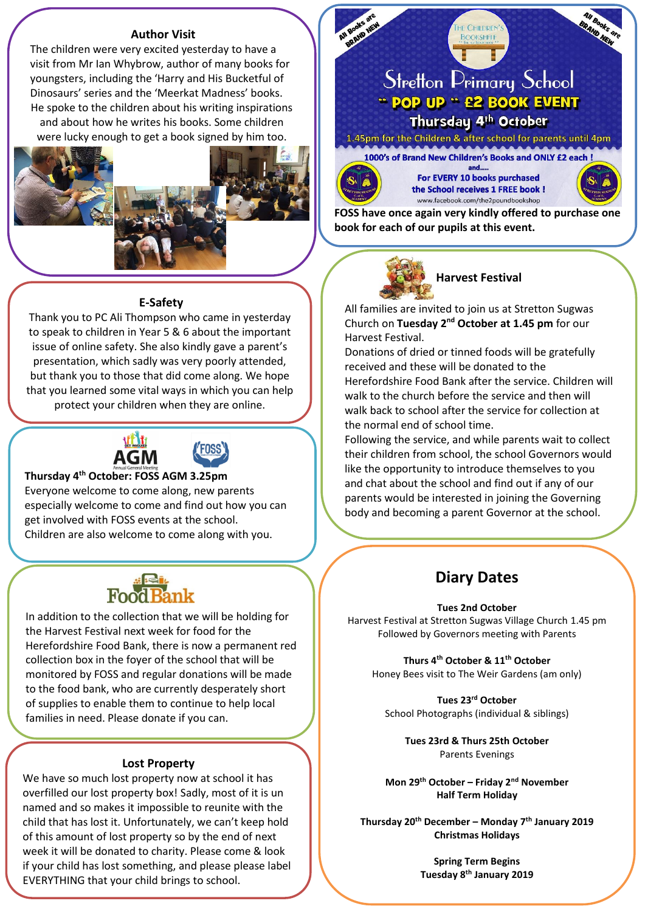### Author Visit

The children were very excited yesterday to have a visit from Mr Ian Whybrow, author of many books for youngsters, including the 'Harry and His Bucketful of Dinosaurs' series and the 'Meerkat Madness' books. He spoke to the children about his writing inspirations and about how he writes his books. Some children were lucky enough to get a book signed by him too.

### E-Safety

Thank you to PC Ali Thompson who came in yesterday to speak to children in Year 5 & 6 about the important issue of online safety. She also kindly gave a parent's presentation, which sadly was very poorly attended, but thank you to those that did come along. We hope that you learned some vital ways in which you can help protect your children when they are online.

AGM

**Thursday 4th October: FOSS AGM 3.25pm**

Everyone welcome to come along, new parents especially welcome to come and find out how you can get involved with FOSS events at the school. Children are also welcome to come along with you.

### Food Bank

In addition to the collection that we will be holding for the Harvest Festival next week for food for the Herefordshire Food Bank, there is now a permanent red collection box in the foyer of the school that will be monitored by FOSS and regular donations will be made to the food bank, who are currently desperately short of supplies to enable them to continue to help local families in need. Please donate if you can.

### Lost Property

We have so much lost property now at school it has overfilled our lost property box! Sadly, most of it is un named and so makes it impossible to reunite with the child that has lost it. Unfortunately, we can't keep hold of this amount of lost property so by the end of next week it will be donated to charity. Please come & look if your child has lost something, and please please label EVERYTHING that your child brings to school.

All Books are BRAND NEW

The Children's Bookshelf

**Stretton Primary School**

**" POP UP " £2 BOOK EVENT**

**Thursday 4th October**

1.45pm for the Children & after school for parents until 4pm

1000's of Brand New Children's Books and ONLY £2 each !

and.....

For EVERY 10 books purchased the School receives 1 FREE book !

www.facebook.com/the2poundbookshop

**FOSS have once again very kindly offered to purchase one book for each of our pupils at this event.**

### Harvest Festival

All families are invited to join us at Stretton Sugwas Church on **Tuesday 2nd October at 1.45 pm** for our Harvest Festival.

Donations of dried or tinned foods will be gratefully received and these will be donated to the Herefordshire Food Bank after the service. Children will walk to the church before the service and then will walk back to school after the service for collection at the normal end of school time.

Following the service, and while parents wait to collect their children from school, the school Governors would like the opportunity to introduce themselves to you and chat about the school and find out if any of our parents would be interested in joining the Governing body and becoming a parent Governor at the school.

## Diary Dates

**Tues 2nd October**
Harvest Festival at Stretton Sugwas Village Church 1.45 pm
Followed by Governors meeting with Parents

**Thurs 4th October & 11th October**
Honey Bees visit to The Weir Gardens (am only)

**Tues 23rd October**
School Photographs (individual & siblings)

**Tues 23rd & Thurs 25th October**
Parents Evenings

**Mon 29th October – Friday 2nd November**
**Half Term Holiday**

**Thursday 20th December – Monday 7th January 2019**
**Christmas Holidays**

**Spring Term Begins**
**Tuesday 8th January 2019**